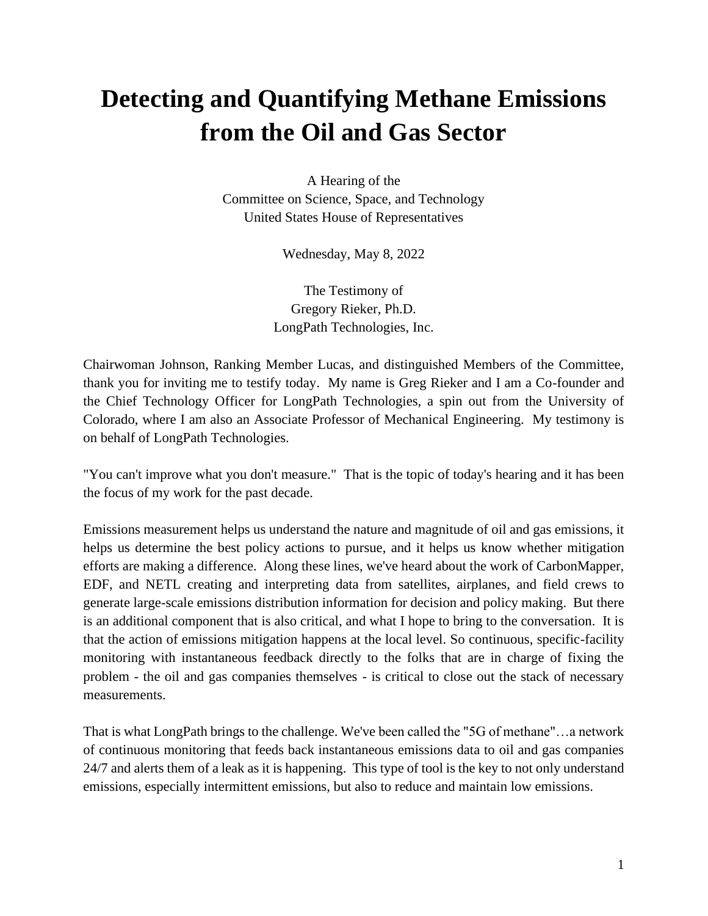# Detecting and Quantifying Methane Emissions from the Oil and Gas Sector

A Hearing of the
Committee on Science, Space, and Technology
United States House of Representatives

Wednesday, May 8, 2022

The Testimony of
Gregory Rieker, Ph.D.
LongPath Technologies, Inc.

Chairwoman Johnson, Ranking Member Lucas, and distinguished Members of the Committee, thank you for inviting me to testify today. My name is Greg Rieker and I am a Co-founder and the Chief Technology Officer for LongPath Technologies, a spin out from the University of Colorado, where I am also an Associate Professor of Mechanical Engineering. My testimony is on behalf of LongPath Technologies.

"You can't improve what you don't measure." That is the topic of today's hearing and it has been the focus of my work for the past decade.

Emissions measurement helps us understand the nature and magnitude of oil and gas emissions, it helps us determine the best policy actions to pursue, and it helps us know whether mitigation efforts are making a difference. Along these lines, we've heard about the work of CarbonMapper, EDF, and NETL creating and interpreting data from satellites, airplanes, and field crews to generate large-scale emissions distribution information for decision and policy making. But there is an additional component that is also critical, and what I hope to bring to the conversation. It is that the action of emissions mitigation happens at the local level. So continuous, specific-facility monitoring with instantaneous feedback directly to the folks that are in charge of fixing the problem - the oil and gas companies themselves - is critical to close out the stack of necessary measurements.

That is what LongPath brings to the challenge. We've been called the "5G of methane"…a network of continuous monitoring that feeds back instantaneous emissions data to oil and gas companies 24/7 and alerts them of a leak as it is happening. This type of tool is the key to not only understand emissions, especially intermittent emissions, but also to reduce and maintain low emissions.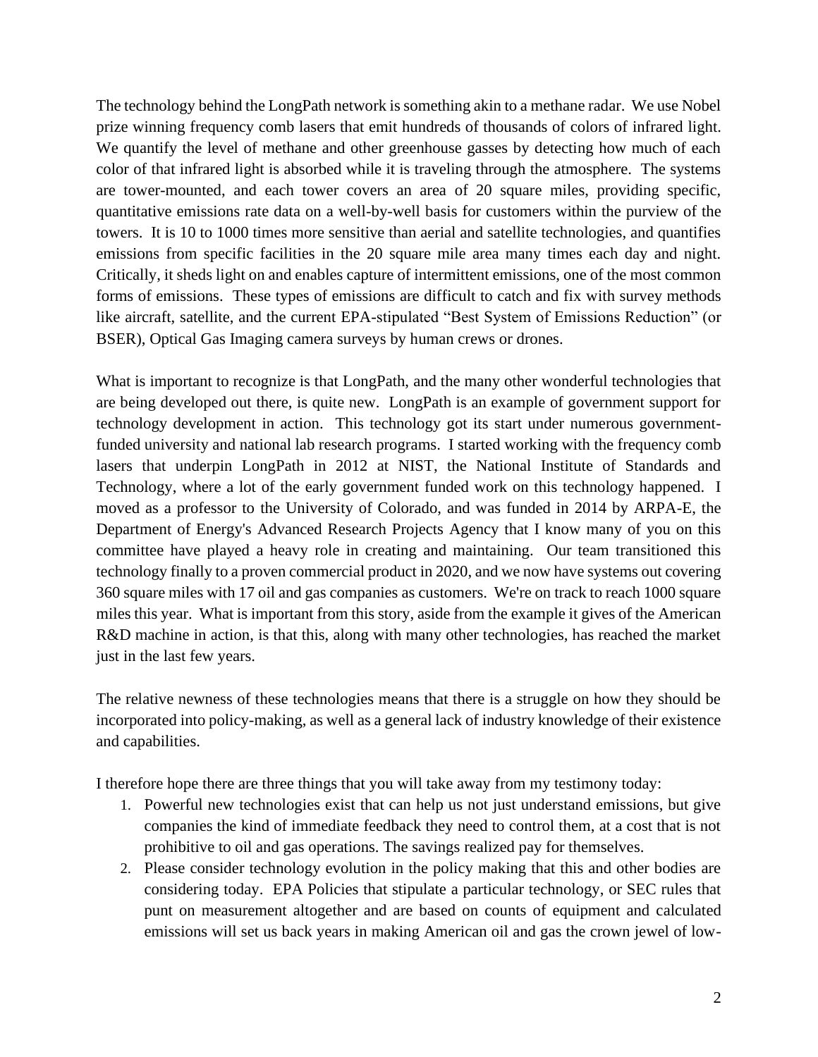The technology behind the LongPath network is something akin to a methane radar. We use Nobel prize winning frequency comb lasers that emit hundreds of thousands of colors of infrared light. We quantify the level of methane and other greenhouse gasses by detecting how much of each color of that infrared light is absorbed while it is traveling through the atmosphere. The systems are tower-mounted, and each tower covers an area of 20 square miles, providing specific, quantitative emissions rate data on a well-by-well basis for customers within the purview of the towers. It is 10 to 1000 times more sensitive than aerial and satellite technologies, and quantifies emissions from specific facilities in the 20 square mile area many times each day and night. Critically, it sheds light on and enables capture of intermittent emissions, one of the most common forms of emissions. These types of emissions are difficult to catch and fix with survey methods like aircraft, satellite, and the current EPA-stipulated "Best System of Emissions Reduction" (or BSER), Optical Gas Imaging camera surveys by human crews or drones.

What is important to recognize is that LongPath, and the many other wonderful technologies that are being developed out there, is quite new. LongPath is an example of government support for technology development in action. This technology got its start under numerous government-funded university and national lab research programs. I started working with the frequency comb lasers that underpin LongPath in 2012 at NIST, the National Institute of Standards and Technology, where a lot of the early government funded work on this technology happened. I moved as a professor to the University of Colorado, and was funded in 2014 by ARPA-E, the Department of Energy's Advanced Research Projects Agency that I know many of you on this committee have played a heavy role in creating and maintaining. Our team transitioned this technology finally to a proven commercial product in 2020, and we now have systems out covering 360 square miles with 17 oil and gas companies as customers. We're on track to reach 1000 square miles this year. What is important from this story, aside from the example it gives of the American R&D machine in action, is that this, along with many other technologies, has reached the market just in the last few years.

The relative newness of these technologies means that there is a struggle on how they should be incorporated into policy-making, as well as a general lack of industry knowledge of their existence and capabilities.

I therefore hope there are three things that you will take away from my testimony today:

1. Powerful new technologies exist that can help us not just understand emissions, but give companies the kind of immediate feedback they need to control them, at a cost that is not prohibitive to oil and gas operations. The savings realized pay for themselves.
2. Please consider technology evolution in the policy making that this and other bodies are considering today. EPA Policies that stipulate a particular technology, or SEC rules that punt on measurement altogether and are based on counts of equipment and calculated emissions will set us back years in making American oil and gas the crown jewel of low-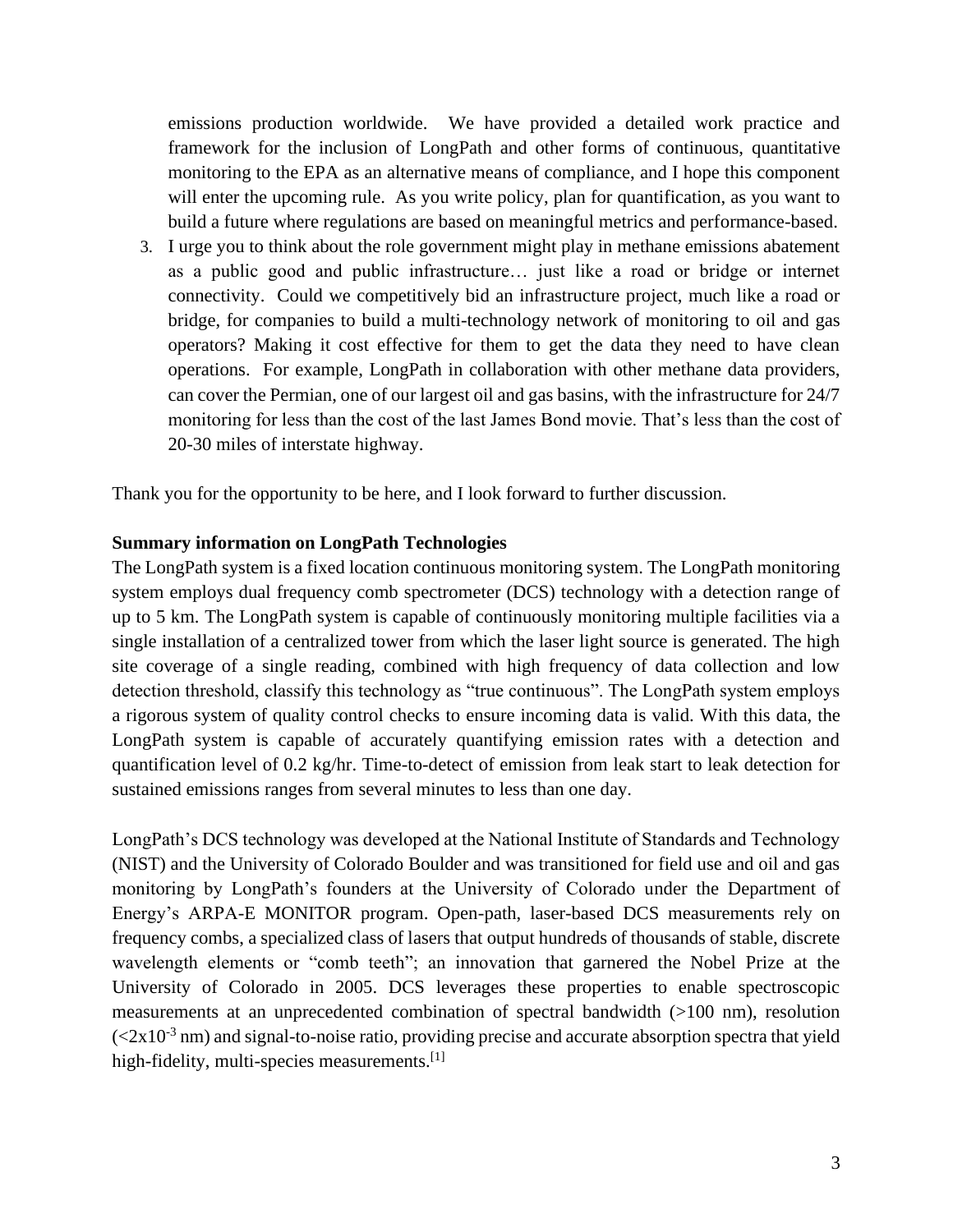emissions production worldwide. We have provided a detailed work practice and framework for the inclusion of LongPath and other forms of continuous, quantitative monitoring to the EPA as an alternative means of compliance, and I hope this component will enter the upcoming rule. As you write policy, plan for quantification, as you want to build a future where regulations are based on meaningful metrics and performance-based.

3. I urge you to think about the role government might play in methane emissions abatement as a public good and public infrastructure… just like a road or bridge or internet connectivity. Could we competitively bid an infrastructure project, much like a road or bridge, for companies to build a multi-technology network of monitoring to oil and gas operators? Making it cost effective for them to get the data they need to have clean operations. For example, LongPath in collaboration with other methane data providers, can cover the Permian, one of our largest oil and gas basins, with the infrastructure for 24/7 monitoring for less than the cost of the last James Bond movie. That's less than the cost of 20-30 miles of interstate highway.

Thank you for the opportunity to be here, and I look forward to further discussion.

**Summary information on LongPath Technologies**

The LongPath system is a fixed location continuous monitoring system. The LongPath monitoring system employs dual frequency comb spectrometer (DCS) technology with a detection range of up to 5 km. The LongPath system is capable of continuously monitoring multiple facilities via a single installation of a centralized tower from which the laser light source is generated. The high site coverage of a single reading, combined with high frequency of data collection and low detection threshold, classify this technology as "true continuous". The LongPath system employs a rigorous system of quality control checks to ensure incoming data is valid. With this data, the LongPath system is capable of accurately quantifying emission rates with a detection and quantification level of 0.2 kg/hr. Time-to-detect of emission from leak start to leak detection for sustained emissions ranges from several minutes to less than one day.

LongPath's DCS technology was developed at the National Institute of Standards and Technology (NIST) and the University of Colorado Boulder and was transitioned for field use and oil and gas monitoring by LongPath's founders at the University of Colorado under the Department of Energy's ARPA-E MONITOR program. Open-path, laser-based DCS measurements rely on frequency combs, a specialized class of lasers that output hundreds of thousands of stable, discrete wavelength elements or "comb teeth"; an innovation that garnered the Nobel Prize at the University of Colorado in 2005. DCS leverages these properties to enable spectroscopic measurements at an unprecedented combination of spectral bandwidth (>100 nm), resolution ($<2\times10^{-3}$ nm) and signal-to-noise ratio, providing precise and accurate absorption spectra that yield high-fidelity, multi-species measurements.[1]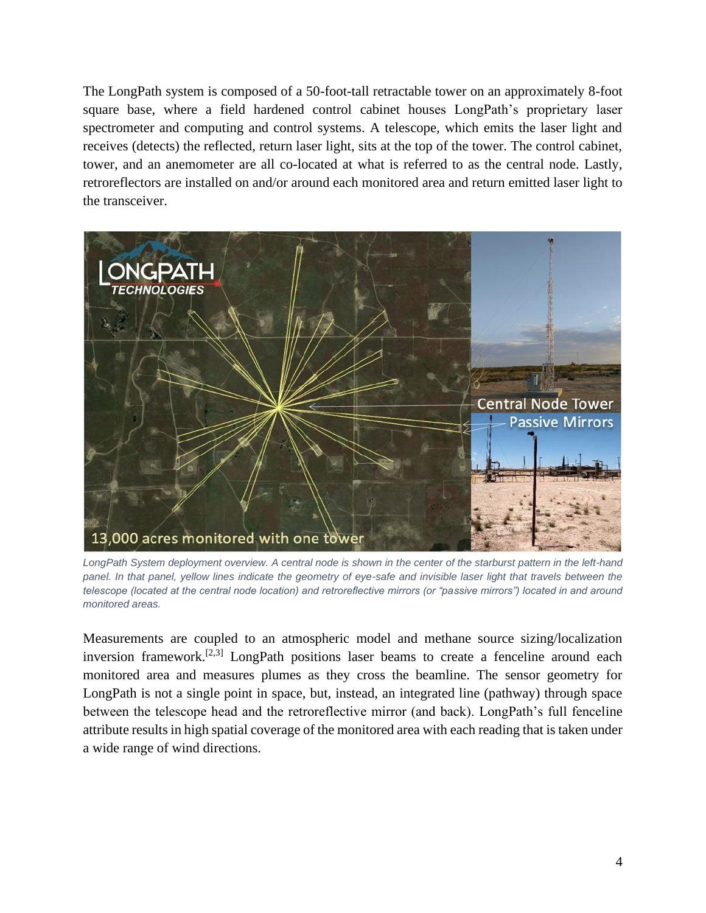The LongPath system is composed of a 50-foot-tall retractable tower on an approximately 8-foot square base, where a field hardened control cabinet houses LongPath's proprietary laser spectrometer and computing and control systems. A telescope, which emits the laser light and receives (detects) the reflected, return laser light, sits at the top of the tower. The control cabinet, tower, and an anemometer are all co-located at what is referred to as the central node. Lastly, retroreflectors are installed on and/or around each monitored area and return emitted laser light to the transceiver.

*LongPath System deployment overview. A central node is shown in the center of the starburst pattern in the left-hand panel. In that panel, yellow lines indicate the geometry of eye-safe and invisible laser light that travels between the telescope (located at the central node location) and retroreflective mirrors (or "passive mirrors") located in and around monitored areas.*

Measurements are coupled to an atmospheric model and methane source sizing/localization inversion framework.[2,3] LongPath positions laser beams to create a fenceline around each monitored area and measures plumes as they cross the beamline. The sensor geometry for LongPath is not a single point in space, but, instead, an integrated line (pathway) through space between the telescope head and the retroreflective mirror (and back). LongPath's full fenceline attribute results in high spatial coverage of the monitored area with each reading that is taken under a wide range of wind directions.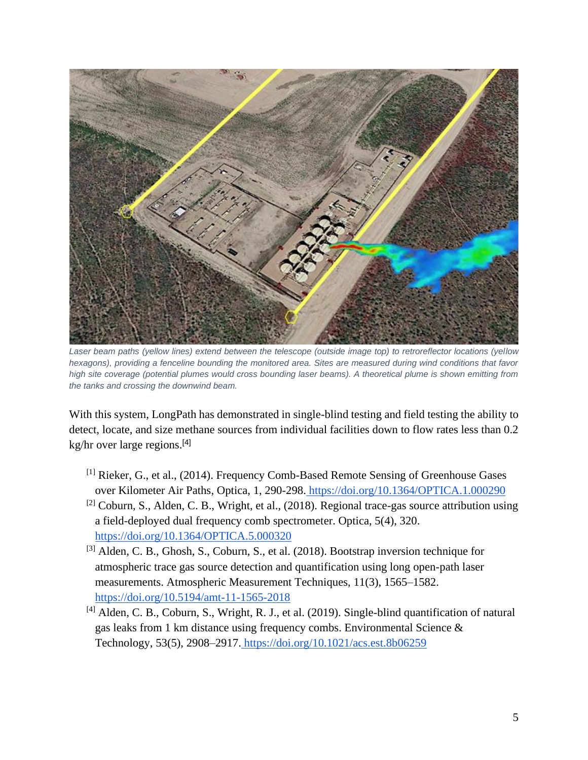*Laser beam paths (yellow lines) extend between the telescope (outside image top) to retroreflector locations (yellow hexagons), providing a fenceline bounding the monitored area. Sites are measured during wind conditions that favor high site coverage (potential plumes would cross bounding laser beams). A theoretical plume is shown emitting from the tanks and crossing the downwind beam.*

With this system, LongPath has demonstrated in single-blind testing and field testing the ability to detect, locate, and size methane sources from individual facilities down to flow rates less than 0.2 kg/hr over large regions.[4]

[1] Rieker, G., et al., (2014). Frequency Comb-Based Remote Sensing of Greenhouse Gases over Kilometer Air Paths, Optica, 1, 290-298. https://doi.org/10.1364/OPTICA.1.000290

[2] Coburn, S., Alden, C. B., Wright, et al., (2018). Regional trace-gas source attribution using a field-deployed dual frequency comb spectrometer. Optica, 5(4), 320. https://doi.org/10.1364/OPTICA.5.000320

[3] Alden, C. B., Ghosh, S., Coburn, S., et al. (2018). Bootstrap inversion technique for atmospheric trace gas source detection and quantification using long open-path laser measurements. Atmospheric Measurement Techniques, 11(3), 1565–1582. https://doi.org/10.5194/amt-11-1565-2018

[4] Alden, C. B., Coburn, S., Wright, R. J., et al. (2019). Single-blind quantification of natural gas leaks from 1 km distance using frequency combs. Environmental Science & Technology, 53(5), 2908–2917. https://doi.org/10.1021/acs.est.8b06259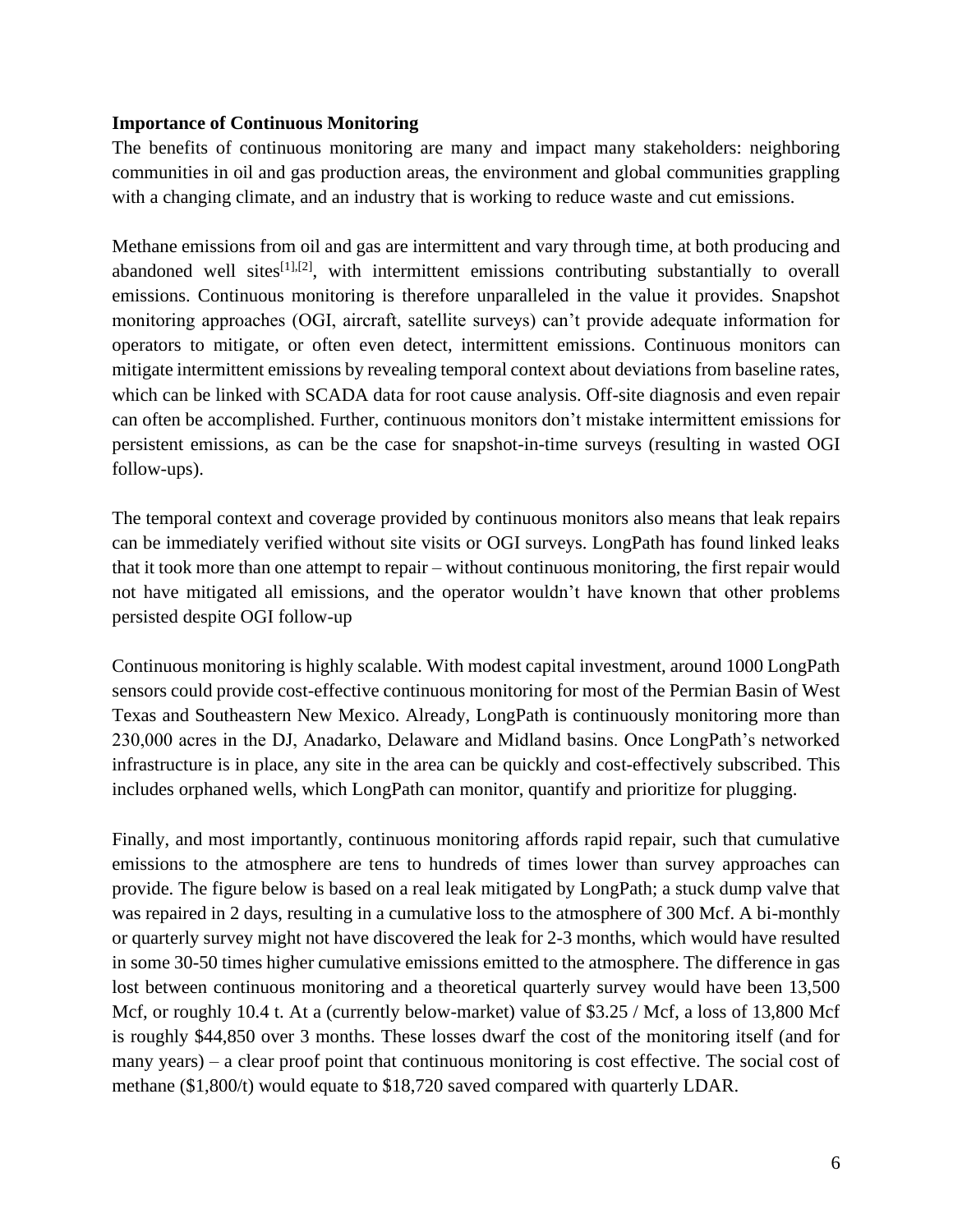**Importance of Continuous Monitoring**

The benefits of continuous monitoring are many and impact many stakeholders: neighboring communities in oil and gas production areas, the environment and global communities grappling with a changing climate, and an industry that is working to reduce waste and cut emissions.

Methane emissions from oil and gas are intermittent and vary through time, at both producing and abandoned well sites[1],[2], with intermittent emissions contributing substantially to overall emissions. Continuous monitoring is therefore unparalleled in the value it provides. Snapshot monitoring approaches (OGI, aircraft, satellite surveys) can't provide adequate information for operators to mitigate, or often even detect, intermittent emissions. Continuous monitors can mitigate intermittent emissions by revealing temporal context about deviations from baseline rates, which can be linked with SCADA data for root cause analysis. Off-site diagnosis and even repair can often be accomplished. Further, continuous monitors don't mistake intermittent emissions for persistent emissions, as can be the case for snapshot-in-time surveys (resulting in wasted OGI follow-ups).

The temporal context and coverage provided by continuous monitors also means that leak repairs can be immediately verified without site visits or OGI surveys. LongPath has found linked leaks that it took more than one attempt to repair – without continuous monitoring, the first repair would not have mitigated all emissions, and the operator wouldn't have known that other problems persisted despite OGI follow-up

Continuous monitoring is highly scalable. With modest capital investment, around 1000 LongPath sensors could provide cost-effective continuous monitoring for most of the Permian Basin of West Texas and Southeastern New Mexico. Already, LongPath is continuously monitoring more than 230,000 acres in the DJ, Anadarko, Delaware and Midland basins. Once LongPath's networked infrastructure is in place, any site in the area can be quickly and cost-effectively subscribed. This includes orphaned wells, which LongPath can monitor, quantify and prioritize for plugging.

Finally, and most importantly, continuous monitoring affords rapid repair, such that cumulative emissions to the atmosphere are tens to hundreds of times lower than survey approaches can provide. The figure below is based on a real leak mitigated by LongPath; a stuck dump valve that was repaired in 2 days, resulting in a cumulative loss to the atmosphere of 300 Mcf. A bi-monthly or quarterly survey might not have discovered the leak for 2-3 months, which would have resulted in some 30-50 times higher cumulative emissions emitted to the atmosphere. The difference in gas lost between continuous monitoring and a theoretical quarterly survey would have been 13,500 Mcf, or roughly 10.4 t. At a (currently below-market) value of $3.25 / Mcf, a loss of 13,800 Mcf is roughly $44,850 over 3 months. These losses dwarf the cost of the monitoring itself (and for many years) – a clear proof point that continuous monitoring is cost effective. The social cost of methane ($1,800/t) would equate to $18,720 saved compared with quarterly LDAR.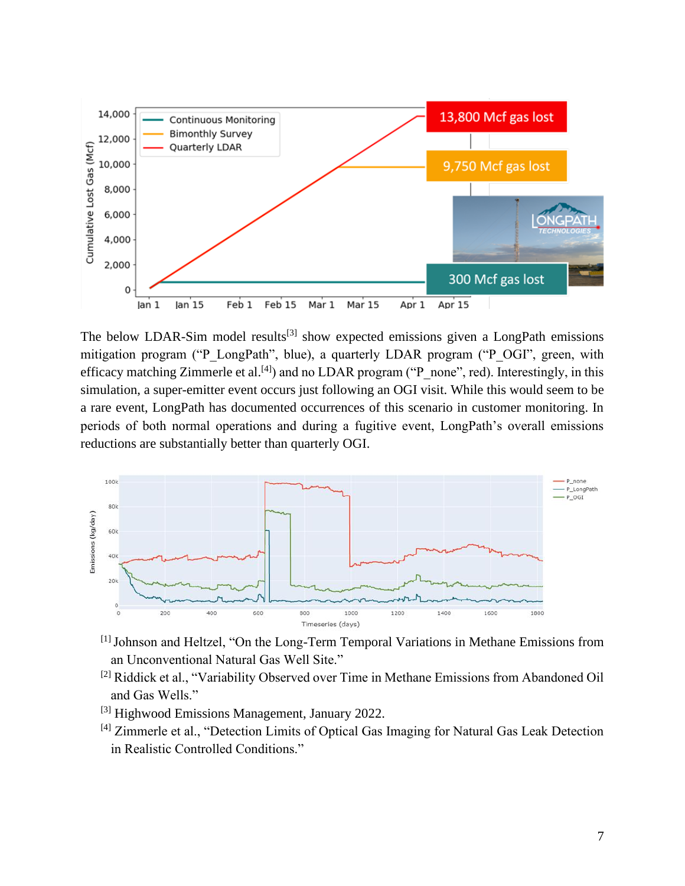The below LDAR-Sim model results[3] show expected emissions given a LongPath emissions mitigation program ("P_LongPath", blue), a quarterly LDAR program ("P_OGI", green, with efficacy matching Zimmerle et al.[4]) and no LDAR program ("P_none", red). Interestingly, in this simulation, a super-emitter event occurs just following an OGI visit. While this would seem to be a rare event, LongPath has documented occurrences of this scenario in customer monitoring. In periods of both normal operations and during a fugitive event, LongPath's overall emissions reductions are substantially better than quarterly OGI.

[1] Johnson and Heltzel, "On the Long-Term Temporal Variations in Methane Emissions from an Unconventional Natural Gas Well Site."

[2] Riddick et al., "Variability Observed over Time in Methane Emissions from Abandoned Oil and Gas Wells."

[3] Highwood Emissions Management, January 2022.

[4] Zimmerle et al., "Detection Limits of Optical Gas Imaging for Natural Gas Leak Detection in Realistic Controlled Conditions."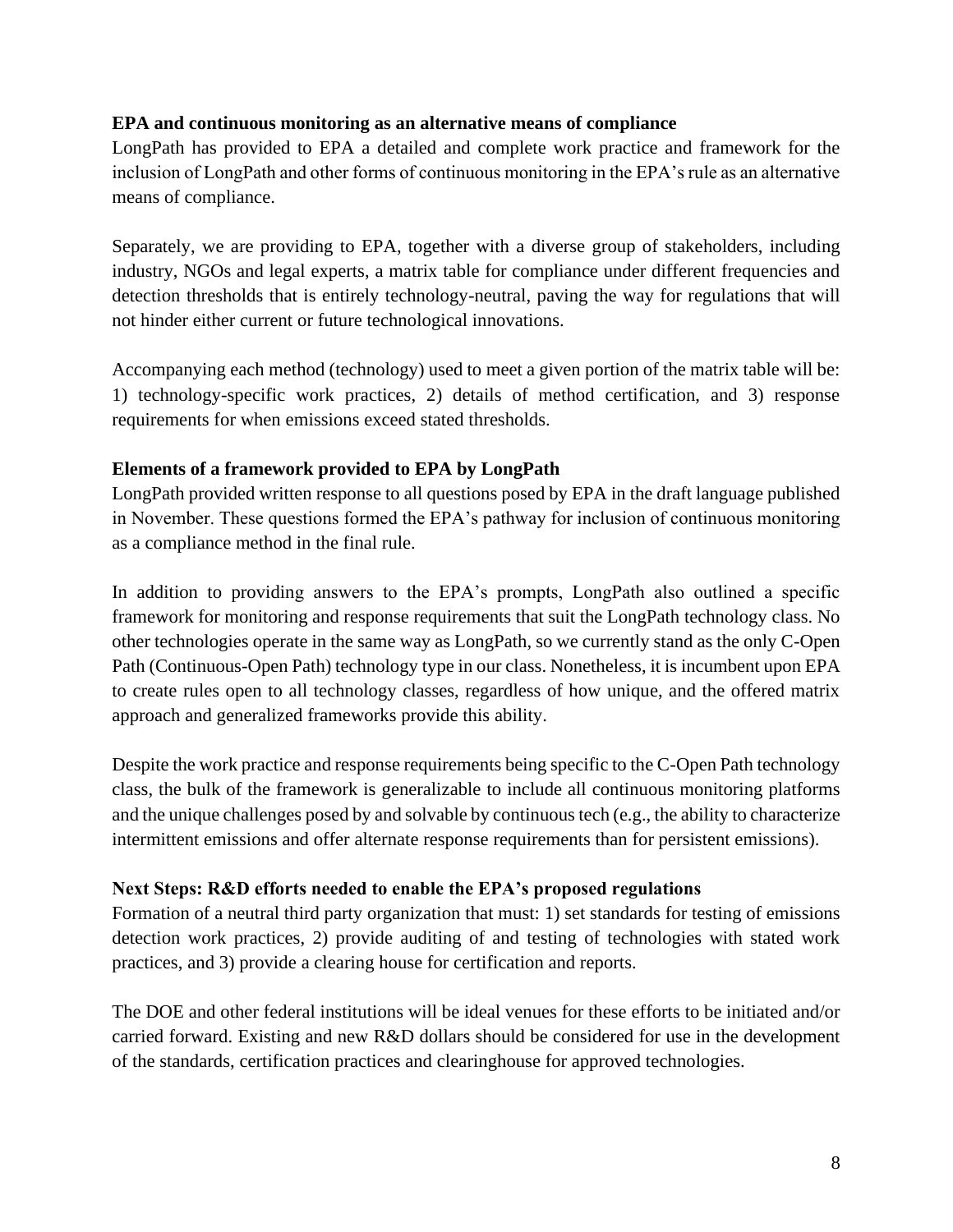**EPA and continuous monitoring as an alternative means of compliance**

LongPath has provided to EPA a detailed and complete work practice and framework for the inclusion of LongPath and other forms of continuous monitoring in the EPA's rule as an alternative means of compliance.

Separately, we are providing to EPA, together with a diverse group of stakeholders, including industry, NGOs and legal experts, a matrix table for compliance under different frequencies and detection thresholds that is entirely technology-neutral, paving the way for regulations that will not hinder either current or future technological innovations.

Accompanying each method (technology) used to meet a given portion of the matrix table will be: 1) technology-specific work practices, 2) details of method certification, and 3) response requirements for when emissions exceed stated thresholds.

**Elements of a framework provided to EPA by LongPath**

LongPath provided written response to all questions posed by EPA in the draft language published in November. These questions formed the EPA's pathway for inclusion of continuous monitoring as a compliance method in the final rule.

In addition to providing answers to the EPA's prompts, LongPath also outlined a specific framework for monitoring and response requirements that suit the LongPath technology class. No other technologies operate in the same way as LongPath, so we currently stand as the only C-Open Path (Continuous-Open Path) technology type in our class. Nonetheless, it is incumbent upon EPA to create rules open to all technology classes, regardless of how unique, and the offered matrix approach and generalized frameworks provide this ability.

Despite the work practice and response requirements being specific to the C-Open Path technology class, the bulk of the framework is generalizable to include all continuous monitoring platforms and the unique challenges posed by and solvable by continuous tech (e.g., the ability to characterize intermittent emissions and offer alternate response requirements than for persistent emissions).

**Next Steps: R&D efforts needed to enable the EPA's proposed regulations**

Formation of a neutral third party organization that must: 1) set standards for testing of emissions detection work practices, 2) provide auditing of and testing of technologies with stated work practices, and 3) provide a clearing house for certification and reports.

The DOE and other federal institutions will be ideal venues for these efforts to be initiated and/or carried forward. Existing and new R&D dollars should be considered for use in the development of the standards, certification practices and clearinghouse for approved technologies.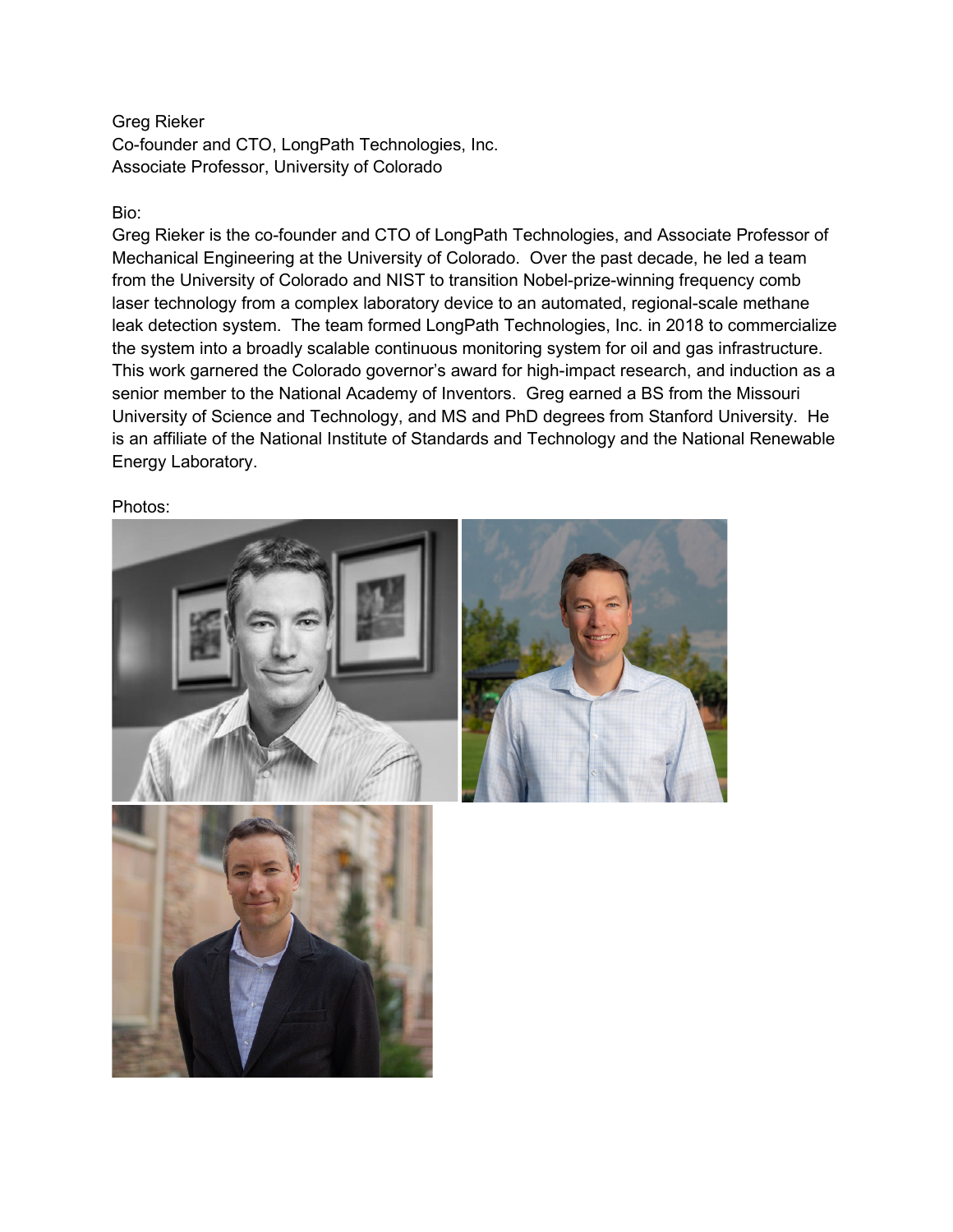Greg Rieker
Co-founder and CTO, LongPath Technologies, Inc.
Associate Professor, University of Colorado

Bio:
Greg Rieker is the co-founder and CTO of LongPath Technologies, and Associate Professor of Mechanical Engineering at the University of Colorado. Over the past decade, he led a team from the University of Colorado and NIST to transition Nobel-prize-winning frequency comb laser technology from a complex laboratory device to an automated, regional-scale methane leak detection system. The team formed LongPath Technologies, Inc. in 2018 to commercialize the system into a broadly scalable continuous monitoring system for oil and gas infrastructure. This work garnered the Colorado governor's award for high-impact research, and induction as a senior member to the National Academy of Inventors. Greg earned a BS from the Missouri University of Science and Technology, and MS and PhD degrees from Stanford University. He is an affiliate of the National Institute of Standards and Technology and the National Renewable Energy Laboratory.

Photos: